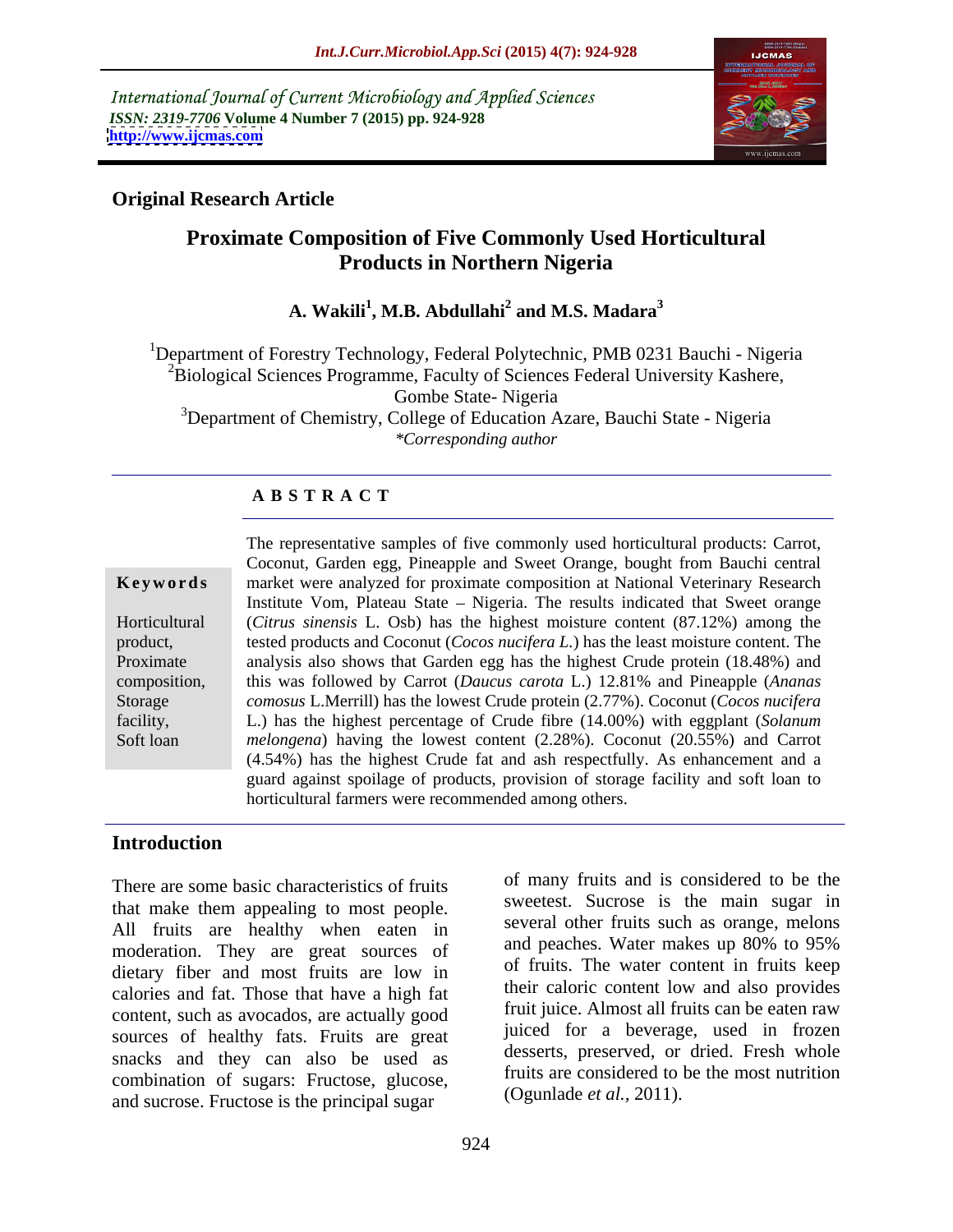International Journal of Current Microbiology and Applied Sciences
*ISSN: 2319-7706* **Volume 4 Number 7 (2015) pp. 924-928**
**http://www.ijcmas.com**

**Original Research Article**

# Proximate Composition of Five Commonly Used Horticultural Products in Northern Nigeria

**A. Wakili[1], M.B. Abdullahi[2] and M.S. Madara[3]**

[1]Department of Forestry Technology, Federal Polytechnic, PMB 0231 Bauchi - Nigeria
[2]Biological Sciences Programme, Faculty of Sciences Federal University Kashere, Gombe State- Nigeria
[3]Department of Chemistry, College of Education Azare, Bauchi State - Nigeria
*\*Corresponding author*

## ABSTRACT

**Keywords**

Horticultural product, Proximate composition, Storage facility, Soft loan

The representative samples of five commonly used horticultural products: Carrot, Coconut, Garden egg, Pineapple and Sweet Orange, bought from Bauchi central market were analyzed for proximate composition at National Veterinary Research Institute Vom, Plateau State – Nigeria. The results indicated that Sweet orange (*Citrus sinensis* L. Osb) has the highest moisture content (87.12%) among the tested products and Coconut (*Cocos nucifera L.*) has the least moisture content. The analysis also shows that Garden egg has the highest Crude protein (18.48%) and this was followed by Carrot (*Daucus carota* L.) 12.81% and Pineapple (*Ananas comosus* L.Merrill) has the lowest Crude protein (2.77%). Coconut (*Cocos nucifera* L.) has the highest percentage of Crude fibre (14.00%) with eggplant (*Solanum melongena*) having the lowest content (2.28%). Coconut (20.55%) and Carrot (4.54%) has the highest Crude fat and ash respectfully. As enhancement and a guard against spoilage of products, provision of storage facility and soft loan to horticultural farmers were recommended among others.

## Introduction

There are some basic characteristics of fruits that make them appealing to most people. All fruits are healthy when eaten in moderation. They are great sources of dietary fiber and most fruits are low in calories and fat. Those that have a high fat content, such as avocados, are actually good sources of healthy fats. Fruits are great snacks and they can also be used as combination of sugars: Fructose, glucose, and sucrose. Fructose is the principal sugar of many fruits and is considered to be the sweetest. Sucrose is the main sugar in several other fruits such as orange, melons and peaches. Water makes up 80% to 95% of fruits. The water content in fruits keep their caloric content low and also provides fruit juice. Almost all fruits can be eaten raw juiced for a beverage, used in frozen desserts, preserved, or dried. Fresh whole fruits are considered to be the most nutrition (Ogunlade *et al.,* 2011).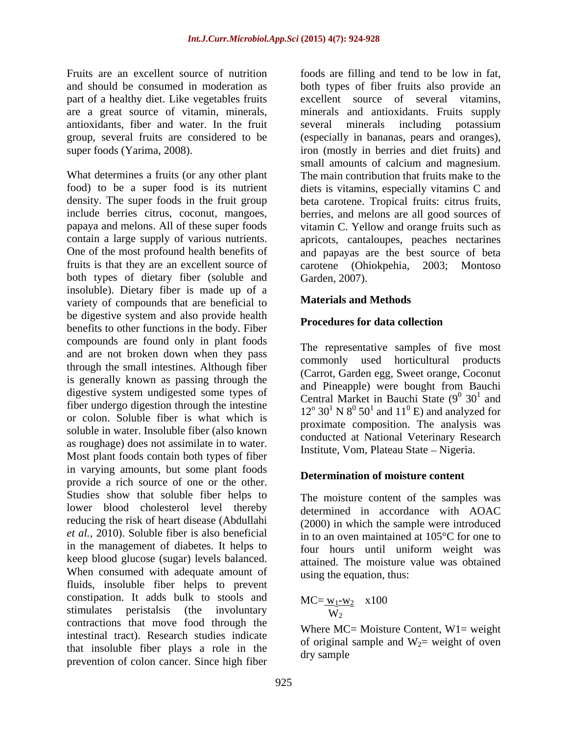Fruits are an excellent source of nutrition and should be consumed in moderation as part of a healthy diet. Like vegetables fruits are a great source of vitamin, minerals, antioxidants, fiber and water. In the fruit group, several fruits are considered to be super foods (Yarima, 2008).

What determines a fruits (or any other plant food) to be a super food is its nutrient density. The super foods in the fruit group include berries citrus, coconut, mangoes, papaya and melons. All of these super foods contain a large supply of various nutrients. One of the most profound health benefits of fruits is that they are an excellent source of both types of dietary fiber (soluble and insoluble). Dietary fiber is made up of a variety of compounds that are beneficial to be digestive system and also provide health benefits to other functions in the body. Fiber compounds are found only in plant foods and are not broken down when they pass through the small intestines. Although fiber is generally known as passing through the digestive system undigested some types of fiber undergo digestion through the intestine or colon. Soluble fiber is what which is soluble in water. Insoluble fiber (also known as roughage) does not assimilate in to water. Most plant foods contain both types of fiber in varying amounts, but some plant foods provide a rich source of one or the other. Studies show that soluble fiber helps to lower blood cholesterol level thereby reducing the risk of heart disease (Abdullahi *et al.*, 2010). Soluble fiber is also beneficial in the management of diabetes. It helps to keep blood glucose (sugar) levels balanced. When consumed with adequate amount of fluids, insoluble fiber helps to prevent constipation. It adds bulk to stools and stimulates peristalsis (the involuntary contractions that move food through the intestinal tract). Research studies indicate that insoluble fiber plays a role in the prevention of colon cancer. Since high fiber foods are filling and tend to be low in fat, both types of fiber fruits also provide an excellent source of several vitamins, minerals and antioxidants. Fruits supply several minerals including potassium (especially in bananas, pears and oranges), iron (mostly in berries and diet fruits) and small amounts of calcium and magnesium. The main contribution that fruits make to the diets is vitamins, especially vitamins C and beta carotene. Tropical fruits: citrus fruits, berries, and melons are all good sources of vitamin C. Yellow and orange fruits such as apricots, cantaloupes, peaches nectarines and papayas are the best source of beta carotene (Ohiokpehia, 2003; Montoso Garden, 2007).

## Materials and Methods

### Procedures for data collection

The representative samples of five most commonly used horticultural products (Carrot, Garden egg, Sweet orange, Coconut and Pineapple) were bought from Bauchi Central Market in Bauchi State ($9^0$ $30^1$ and $12^o$ $30^1$ N $8^0$ $50^1$ and $11^0$ E) and analyzed for proximate composition. The analysis was conducted at National Veterinary Research Institute, Vom, Plateau State – Nigeria.

### Determination of moisture content

The moisture content of the samples was determined in accordance with AOAC (2000) in which the sample were introduced in to an oven maintained at 105°C for one to four hours until uniform weight was attained. The moisture value was obtained using the equation, thus:

$$MC = \frac{w_1 - w_2}{W_2} \times 100$$

Where MC= Moisture Content, W1= weight of original sample and $W_2$= weight of oven dry sample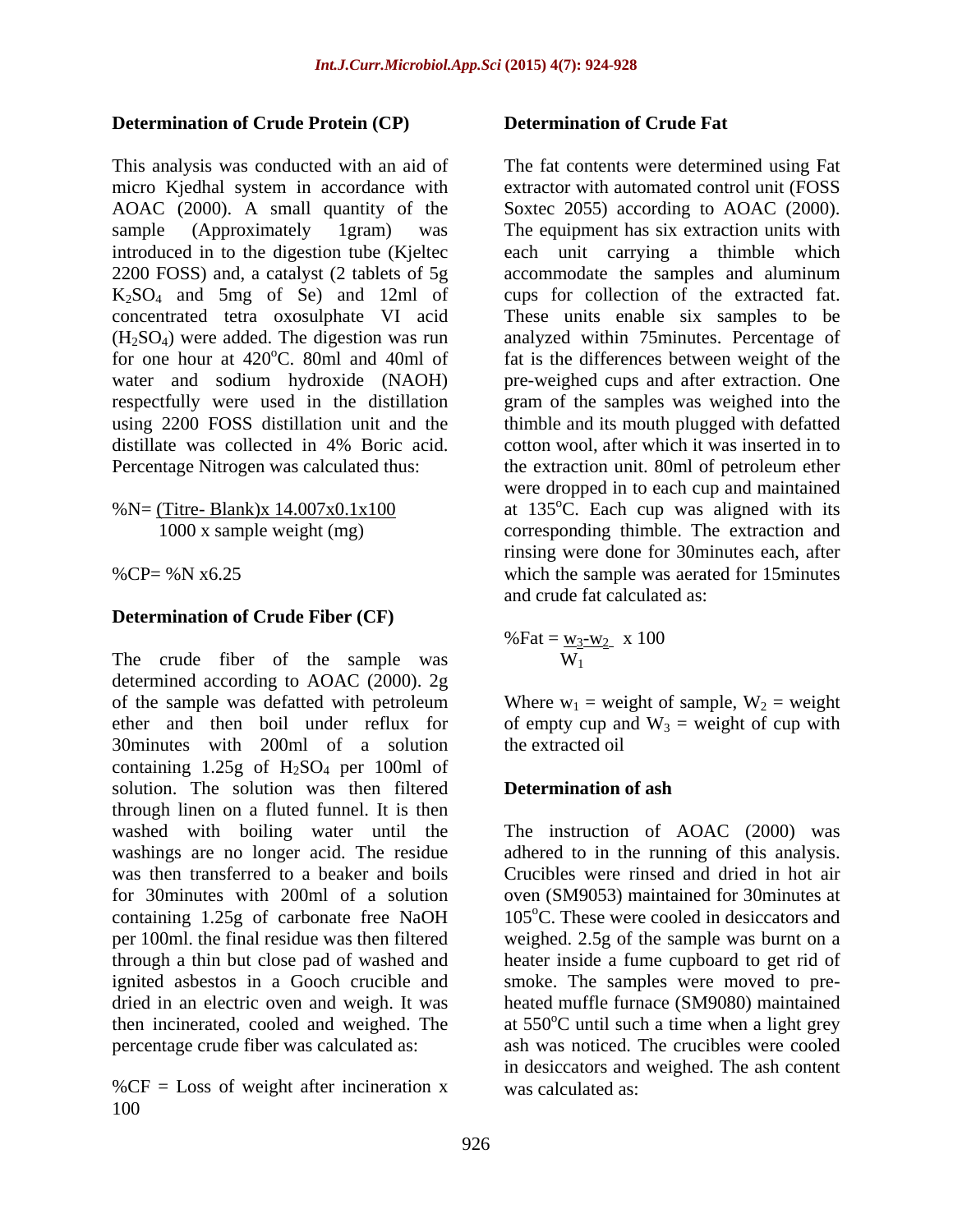### Determination of Crude Protein (CP)

This analysis was conducted with an aid of micro Kjedhal system in accordance with AOAC (2000). A small quantity of the sample (Approximately 1gram) was introduced in to the digestion tube (Kjeltec 2200 FOSS) and, a catalyst (2 tablets of 5g $K_2SO_4$ and 5mg of Se) and 12ml of concentrated tetra oxosulphate VI acid ($H_2SO_4$) were added. The digestion was run for one hour at 420°C. 80ml and 40ml of water and sodium hydroxide (NAOH) respectfully were used in the distillation using 2200 FOSS distillation unit and the distillate was collected in 4% Boric acid. Percentage Nitrogen was calculated thus:

$$\%N = \frac{(\text{Titre- Blank}) \times 14.007 \times 0.1 \times 100}{1000 \times \text{sample weight (mg)}}$$

$$\%CP = \%N \times 6.25$$

### Determination of Crude Fiber (CF)

The crude fiber of the sample was determined according to AOAC (2000). 2g of the sample was defatted with petroleum ether and then boil under reflux for 30minutes with 200ml of a solution containing 1.25g of $H_2SO_4$ per 100ml of solution. The solution was then filtered through linen on a fluted funnel. It is then washed with boiling water until the washings are no longer acid. The residue was then transferred to a beaker and boils for 30minutes with 200ml of a solution containing 1.25g of carbonate free NaOH per 100ml. the final residue was then filtered through a thin but close pad of washed and ignited asbestos in a Gooch crucible and dried in an electric oven and weigh. It was then incinerated, cooled and weighed. The percentage crude fiber was calculated as:

%CF = Loss of weight after incineration x 100

### Determination of Crude Fat

The fat contents were determined using Fat extractor with automated control unit (FOSS Soxtec 2055) according to AOAC (2000). The equipment has six extraction units with each unit carrying a thimble which accommodate the samples and aluminum cups for collection of the extracted fat. These units enable six samples to be analyzed within 75minutes. Percentage of fat is the differences between weight of the pre-weighed cups and after extraction. One gram of the samples was weighed into the thimble and its mouth plugged with defatted cotton wool, after which it was inserted in to the extraction unit. 80ml of petroleum ether were dropped in to each cup and maintained at 135°C. Each cup was aligned with its corresponding thimble. The extraction and rinsing were done for 30minutes each, after which the sample was aerated for 15minutes and crude fat calculated as:

$$\%Fat = \frac{w_3 - w_2}{W_1} \times 100$$

Where $w_1$ = weight of sample, $W_2$ = weight of empty cup and $W_3$ = weight of cup with the extracted oil

### Determination of ash

The instruction of AOAC (2000) was adhered to in the running of this analysis. Crucibles were rinsed and dried in hot air oven (SM9053) maintained for 30minutes at 105°C. These were cooled in desiccators and weighed. 2.5g of the sample was burnt on a heater inside a fume cupboard to get rid of smoke. The samples were moved to pre-heated muffle furnace (SM9080) maintained at 550°C until such a time when a light grey ash was noticed. The crucibles were cooled in desiccators and weighed. The ash content was calculated as: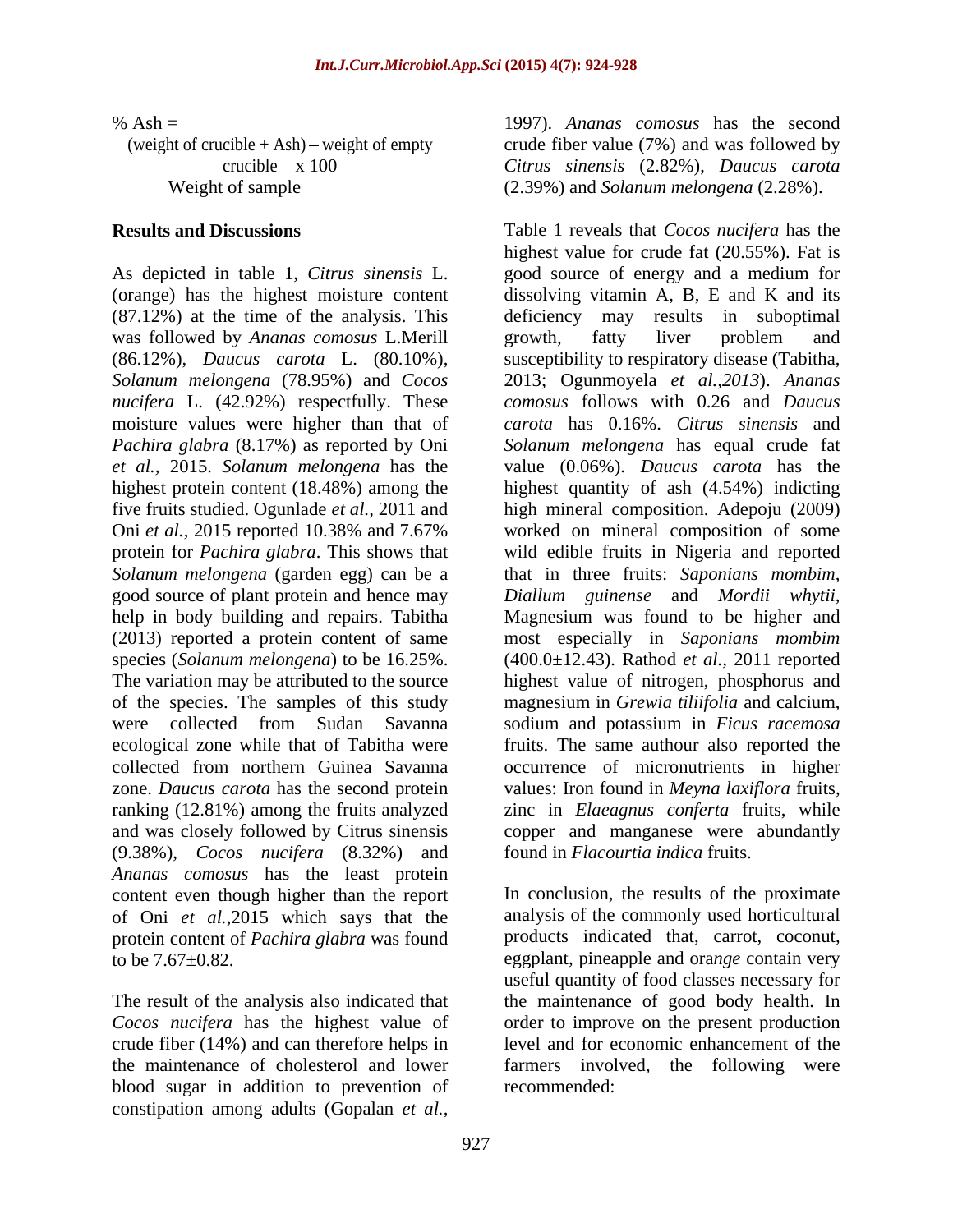$$\% \text{ Ash} = \frac{(\text{weight of crucible + Ash}) - \text{weight of empty crucible} \times 100}{\text{Weight of sample}}$$

## Results and Discussions

As depicted in table 1, *Citrus sinensis* L. (orange) has the highest moisture content (87.12%) at the time of the analysis. This was followed by *Ananas comosus* L.Merill (86.12%), *Daucus carota* L. (80.10%), *Solanum melongena* (78.95%) and *Cocos nucifera* L. (42.92%) respectfully. These moisture values were higher than that of *Pachira glabra* (8.17%) as reported by Oni *et al.,* 2015. *Solanum melongena* has the highest protein content (18.48%) among the five fruits studied. Ogunlade *et al.,* 2011 and Oni *et al.,* 2015 reported 10.38% and 7.67% protein for *Pachira glabra*. This shows that *Solanum melongena* (garden egg) can be a good source of plant protein and hence may help in body building and repairs. Tabitha (2013) reported a protein content of same species (*Solanum melongena*) to be 16.25%. The variation may be attributed to the source of the species. The samples of this study were collected from Sudan Savanna ecological zone while that of Tabitha were collected from northern Guinea Savanna zone. *Daucus carota* has the second protein ranking (12.81%) among the fruits analyzed and was closely followed by Citrus sinensis (9.38%), *Cocos nucifera* (8.32%) and *Ananas comosus* has the least protein content even though higher than the report of Oni *et al.,*2015 which says that the protein content of *Pachira glabra* was found to be 7.67±0.82.

The result of the analysis also indicated that *Cocos nucifera* has the highest value of crude fiber (14%) and can therefore helps in the maintenance of cholesterol and lower blood sugar in addition to prevention of constipation among adults (Gopalan *et al.,* 1997). *Ananas comosus* has the second crude fiber value (7%) and was followed by *Citrus sinensis* (2.82%), *Daucus carota* (2.39%) and *Solanum melongena* (2.28%).

Table 1 reveals that *Cocos nucifera* has the highest value for crude fat (20.55%). Fat is good source of energy and a medium for dissolving vitamin A, B, E and K and its deficiency may results in suboptimal growth, fatty liver problem and susceptibility to respiratory disease (Tabitha, 2013; Ogunmoyela *et al.,2013*). *Ananas comosus* follows with 0.26 and *Daucus carota* has 0.16%. *Citrus sinensis* and *Solanum melongena* has equal crude fat value (0.06%). *Daucus carota* has the highest quantity of ash (4.54%) indicting high mineral composition. Adepoju (2009) worked on mineral composition of some wild edible fruits in Nigeria and reported that in three fruits: *Saponians mombim, Diallum guinense* and *Mordii whytii*, Magnesium was found to be higher and most especially in *Saponians mombim* (400.0±12.43). Rathod *et al.,* 2011 reported highest value of nitrogen, phosphorus and magnesium in *Grewia tiliifolia* and calcium, sodium and potassium in *Ficus racemosa* fruits. The same authour also reported the occurrence of micronutrients in higher values: Iron found in *Meyna laxiflora* fruits, zinc in *Elaeagnus conferta* fruits, while copper and manganese were abundantly found in *Flacourtia indica* fruits.

In conclusion, the results of the proximate analysis of the commonly used horticultural products indicated that, carrot, coconut, eggplant, pineapple and orange contain very useful quantity of food classes necessary for the maintenance of good body health. In order to improve on the present production level and for economic enhancement of the farmers involved, the following were recommended: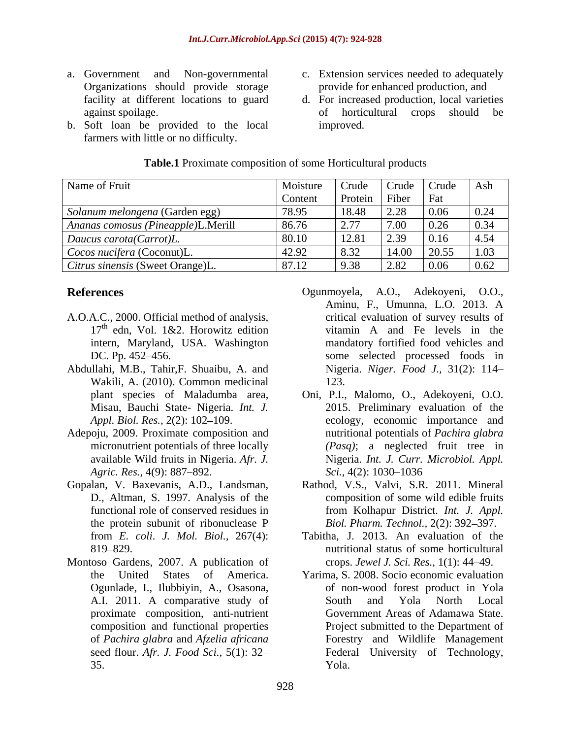a. Government and Non-governmental Organizations should provide storage facility at different locations to guard against spoilage.
b. Soft loan be provided to the local farmers with little or no difficulty.
c. Extension services needed to adequately provide for enhanced production, and
d. For increased production, local varieties of horticultural crops should be improved.

**Table.1** Proximate composition of some Horticultural products

| Name of Fruit | Moisture Content | Crude Protein | Crude Fiber | Crude Fat | Ash |
|---|---|---|---|---|---|
| *Solanum melongena* (Garden egg) | 78.95 | 18.48 | 2.28 | 0.06 | 0.24 |
| *Ananas comosus (Pineapple)*L.Merill | 86.76 | 2.77 | 7.00 | 0.26 | 0.34 |
| *Daucus carota(Carrot)L.* | 80.10 | 12.81 | 2.39 | 0.16 | 4.54 |
| *Cocos nucifera* (Coconut)L. | 42.92 | 8.32 | 14.00 | 20.55 | 1.03 |
| *Citrus sinensis* (Sweet Orange)L. | 87.12 | 9.38 | 2.82 | 0.06 | 0.62 |

## References

A.O.A.C., 2000. Official method of analysis, 17th edn, Vol. 1&2. Horowitz edition intern, Maryland, USA. Washington DC. Pp. 452–456.

Abdullahi, M.B., Tahir,F. Shuaibu, A. and Wakili, A. (2010). Common medicinal plant species of Maladumba area, Misau, Bauchi State- Nigeria. *Int. J. Appl. Biol. Res.,* 2(2): 102–109.

Adepoju, 2009. Proximate composition and micronutrient potentials of three locally available Wild fruits in Nigeria. *Afr. J. Agric. Res.,* 4(9): 887–892.

Gopalan, V. Baxevanis, A.D., Landsman, D., Altman, S. 1997. Analysis of the functional role of conserved residues in the protein subunit of ribonuclease P from *E. coli*. *J. Mol. Biol.,* 267(4): 819–829.

Montoso Gardens, 2007. A publication of the United States of America.

Ogunlade, I., Ilubbiyin, A., Osasona, A.I. 2011. A comparative study of proximate composition, anti-nutrient composition and functional properties of *Pachira glabra* and *Afzelia africana* seed flour. *Afr. J. Food Sci.,* 5(1): 32–35.

Ogunmoyela, A.O., Adekoyeni, O.O., Aminu, F., Umunna, L.O. 2013. A critical evaluation of survey results of vitamin A and Fe levels in the mandatory fortified food vehicles and some selected processed foods in Nigeria. *Niger. Food J.,* 31(2): 114–123.

Oni, P.I., Malomo, O., Adekoyeni, O.O. 2015. Preliminary evaluation of the ecology, economic importance and nutritional potentials of *Pachira glabra (Pasq)*; a neglected fruit tree in Nigeria. *Int. J. Curr. Microbiol. Appl. Sci.,* 4(2): 1030–1036

Rathod, V.S., Valvi, S.R. 2011. Mineral composition of some wild edible fruits from Kolhapur District. *Int. J. Appl. Biol. Pharm. Technol.,* 2(2): 392–397.

Tabitha, J. 2013. An evaluation of the nutritional status of some horticultural crops. *Jewel J. Sci. Res.,* 1(1): 44–49.

Yarima, S. 2008. Socio economic evaluation of non-wood forest product in Yola South and Yola North Local Government Areas of Adamawa State. Project submitted to the Department of Forestry and Wildlife Management Federal University of Technology, Yola.